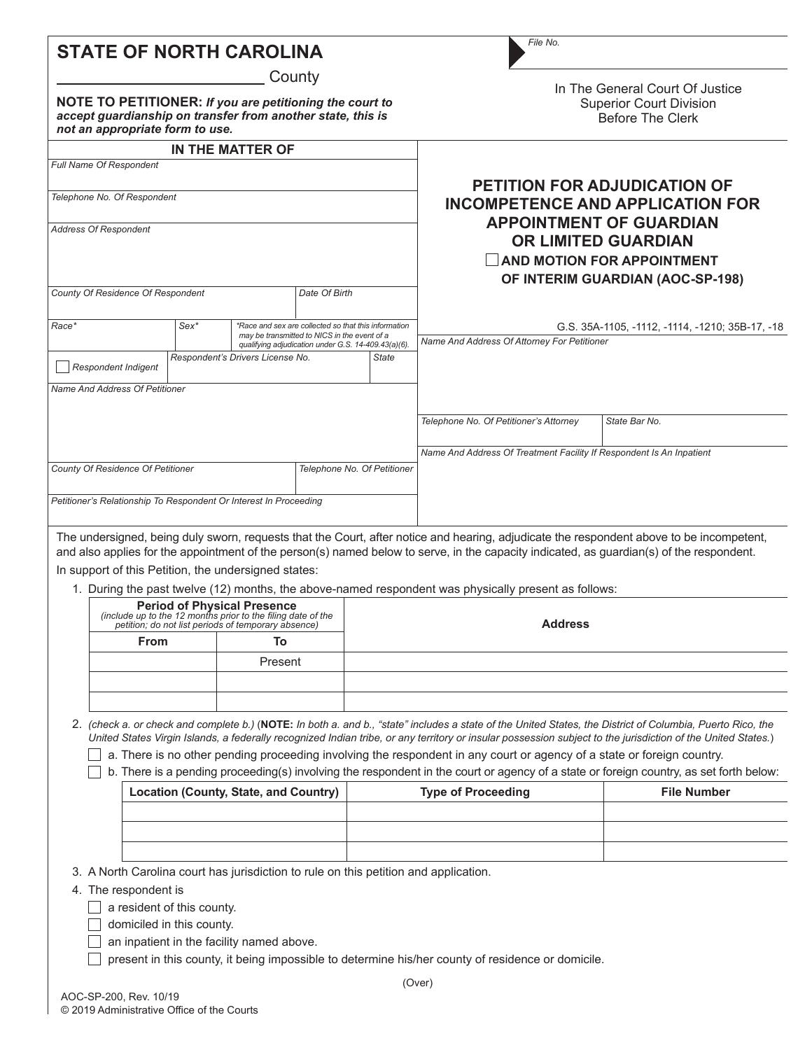# STATE OF NORTH CAROLINA

_______________ County

File No.

In The General Court Of Justice
Superior Court Division
Before The Clerk

**NOTE TO PETITIONER:** ***If you are petitioning the court to accept guardianship on transfer from another state, this is not an appropriate form to use.***

## PETITION FOR ADJUDICATION OF INCOMPETENCE AND APPLICATION FOR APPOINTMENT OF GUARDIAN OR LIMITED GUARDIAN

☐ **AND MOTION FOR APPOINTMENT OF INTERIM GUARDIAN (AOC-SP-198)**

G.S. 35A-1105, -1112, -1114, -1210; 35B-17, -18

**IN THE MATTER OF**

*Full Name Of Respondent*

*Telephone No. Of Respondent*

*Address Of Respondent*

*County Of Residence Of Respondent* | *Date Of Birth*

*Race** | *Sex** | *\*Race and sex are collected so that this information may be transmitted to NICS in the event of a qualifying adjudication under G.S. 14-409.43(a)(6).*

☐ *Respondent Indigent* | *Respondent's Drivers License No.* | *State*

*Name And Address Of Petitioner*

*County Of Residence Of Petitioner* | *Telephone No. Of Petitioner*

*Petitioner's Relationship To Respondent Or Interest In Proceeding*

*Name And Address Of Attorney For Petitioner*

*Telephone No. Of Petitioner's Attorney* | *State Bar No.*

*Name And Address Of Treatment Facility If Respondent Is An Inpatient*

The undersigned, being duly sworn, requests that the Court, after notice and hearing, adjudicate the respondent above to be incompetent, and also applies for the appointment of the person(s) named below to serve, in the capacity indicated, as guardian(s) of the respondent.

In support of this Petition, the undersigned states:

1. During the past twelve (12) months, the above-named respondent was physically present as follows:

| **Period of Physical Presence** *(include up to the 12 months prior to the filing date of the petition; do not list periods of temporary absence)* | | **Address** |
|---|---|---|
| **From** | **To** | |
| | Present | |
| | | |
| | | |

2. *(check a. or check and complete b.)* (**NOTE:** *In both a. and b., "state" includes a state of the United States, the District of Columbia, Puerto Rico, the United States Virgin Islands, a federally recognized Indian tribe, or any territory or insular possession subject to the jurisdiction of the United States.*)

   ☐ a. There is no other pending proceeding involving the respondent in any court or agency of a state or foreign country.

   ☐ b. There is a pending proceeding(s) involving the respondent in the court or agency of a state or foreign country, as set forth below:

| **Location (County, State, and Country)** | **Type of Proceeding** | **File Number** |
|---|---|---|
| | | |
| | | |
| | | |

3. A North Carolina court has jurisdiction to rule on this petition and application.

4. The respondent is

   ☐ a resident of this county.

   ☐ domiciled in this county.

   ☐ an inpatient in the facility named above.

   ☐ present in this county, it being impossible to determine his/her county of residence or domicile.

(Over)

AOC-SP-200, Rev. 10/19
© 2019 Administrative Office of the Courts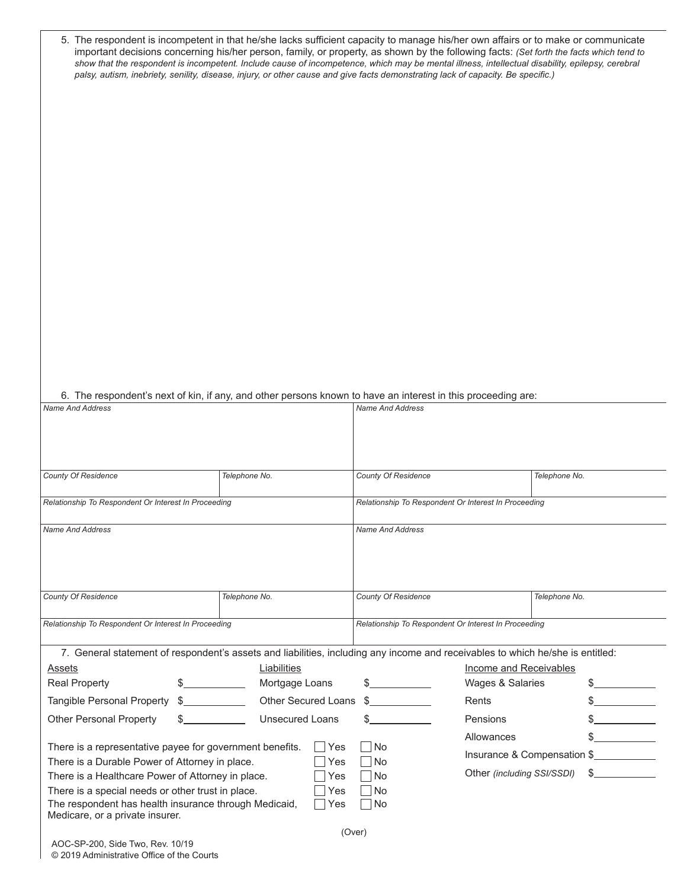5. The respondent is incompetent in that he/she lacks sufficient capacity to manage his/her own affairs or to make or communicate important decisions concerning his/her person, family, or property, as shown by the following facts: *(Set forth the facts which tend to show that the respondent is incompetent. Include cause of incompetence, which may be mental illness, intellectual disability, epilepsy, cerebral palsy, autism, inebriety, senility, disease, injury, or other cause and give facts demonstrating lack of capacity. Be specific.)*

6. The respondent's next of kin, if any, and other persons known to have an interest in this proceeding are:

| | | | |
|---|---|---|---|
| *Name And Address* | | *Name And Address* | |
| *County Of Residence* | *Telephone No.* | *County Of Residence* | *Telephone No.* |
| *Relationship To Respondent Or Interest In Proceeding* | | *Relationship To Respondent Or Interest In Proceeding* | |
| *Name And Address* | | *Name And Address* | |
| *County Of Residence* | *Telephone No.* | *County Of Residence* | *Telephone No.* |
| *Relationship To Respondent Or Interest In Proceeding* | | *Relationship To Respondent Or Interest In Proceeding* | |

7. General statement of respondent's assets and liabilities, including any income and receivables to which he/she is entitled:

| Assets | | Liabilities | | Income and Receivables | |
|---|---|---|---|---|---|
| Real Property | $ | Mortgage Loans | $ | Wages & Salaries | $ |
| Tangible Personal Property | $ | Other Secured Loans | $ | Rents | $ |
| Other Personal Property | $ | Unsecured Loans | $ | Pensions | $ |
| | | | | Allowances | $ |
| | | | | Insurance & Compensation | $ |
| | | | | Other *(including SSI/SSDI)* | $ |

| | | |
|---|---|---|
| There is a representative payee for government benefits. | ☐ Yes | ☐ No |
| There is a Durable Power of Attorney in place. | ☐ Yes | ☐ No |
| There is a Healthcare Power of Attorney in place. | ☐ Yes | ☐ No |
| There is a special needs or other trust in place. | ☐ Yes | ☐ No |
| The respondent has health insurance through Medicaid, Medicare, or a private insurer. | ☐ Yes | ☐ No |

(Over)

AOC-SP-200, Side Two, Rev. 10/19
© 2019 Administrative Office of the Courts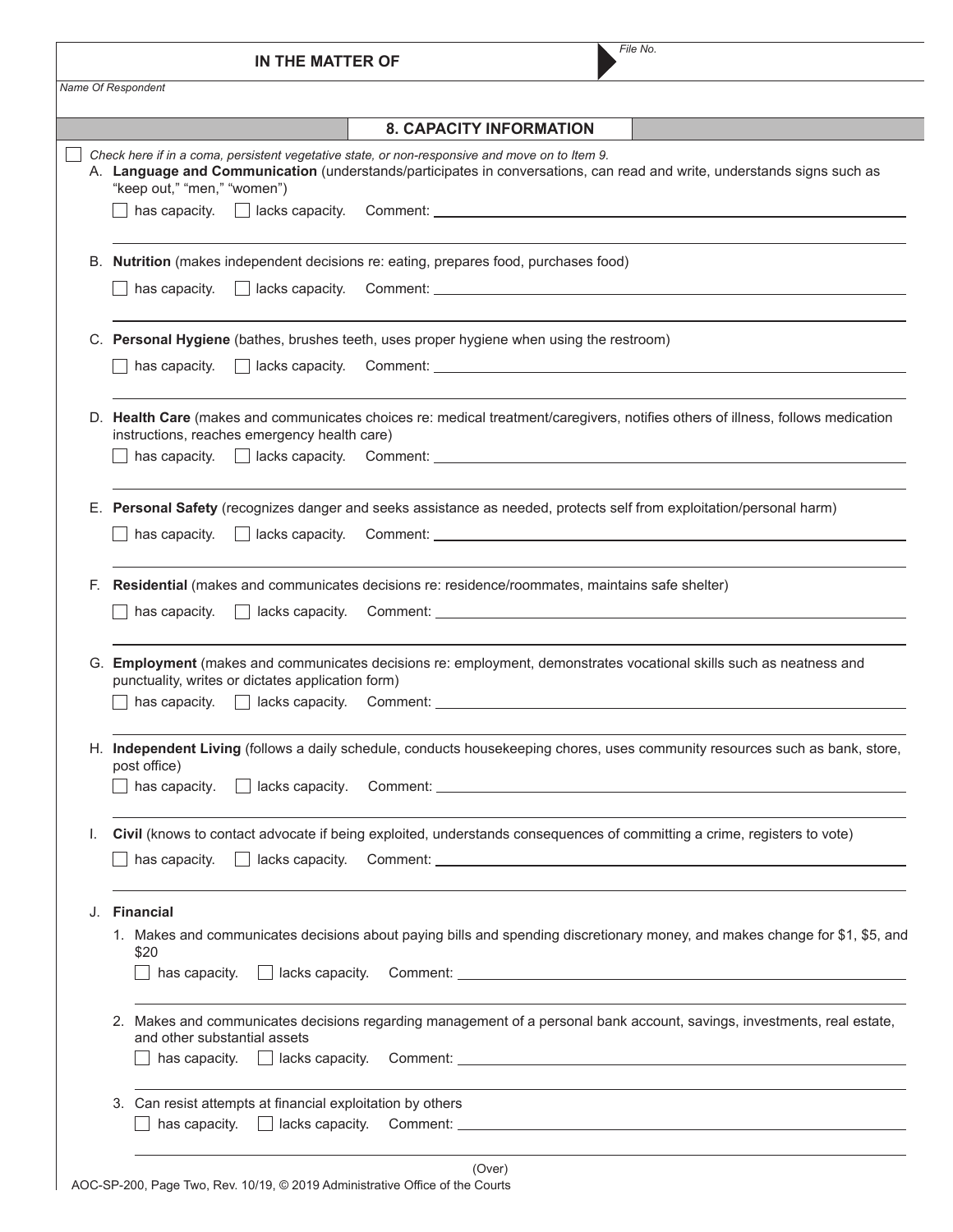**IN THE MATTER OF** | *File No.*

*Name Of Respondent*

## 8. CAPACITY INFORMATION

☐ *Check here if in a coma, persistent vegetative state, or non-responsive and move on to Item 9.*

A. **Language and Communication** (understands/participates in conversations, can read and write, understands signs such as "keep out," "men," "women")

☐ has capacity. ☐ lacks capacity. Comment: ______________________________

B. **Nutrition** (makes independent decisions re: eating, prepares food, purchases food)

☐ has capacity. ☐ lacks capacity. Comment: ______________________________

C. **Personal Hygiene** (bathes, brushes teeth, uses proper hygiene when using the restroom)

☐ has capacity. ☐ lacks capacity. Comment: ______________________________

D. **Health Care** (makes and communicates choices re: medical treatment/caregivers, notifies others of illness, follows medication instructions, reaches emergency health care)

☐ has capacity. ☐ lacks capacity. Comment: ______________________________

E. **Personal Safety** (recognizes danger and seeks assistance as needed, protects self from exploitation/personal harm)

☐ has capacity. ☐ lacks capacity. Comment: ______________________________

F. **Residential** (makes and communicates decisions re: residence/roommates, maintains safe shelter)

☐ has capacity. ☐ lacks capacity. Comment: ______________________________

G. **Employment** (makes and communicates decisions re: employment, demonstrates vocational skills such as neatness and punctuality, writes or dictates application form)

☐ has capacity. ☐ lacks capacity. Comment: ______________________________

H. **Independent Living** (follows a daily schedule, conducts housekeeping chores, uses community resources such as bank, store, post office)

☐ has capacity. ☐ lacks capacity. Comment: ______________________________

I. **Civil** (knows to contact advocate if being exploited, understands consequences of committing a crime, registers to vote)

☐ has capacity. ☐ lacks capacity. Comment: ______________________________

J. **Financial**

1. Makes and communicates decisions about paying bills and spending discretionary money, and makes change for $1, $5, and $20

   ☐ has capacity. ☐ lacks capacity. Comment: ______________________________

2. Makes and communicates decisions regarding management of a personal bank account, savings, investments, real estate, and other substantial assets

   ☐ has capacity. ☐ lacks capacity. Comment: ______________________________

3. Can resist attempts at financial exploitation by others

   ☐ has capacity. ☐ lacks capacity. Comment: ______________________________

(Over)

AOC-SP-200, Page Two, Rev. 10/19, © 2019 Administrative Office of the Courts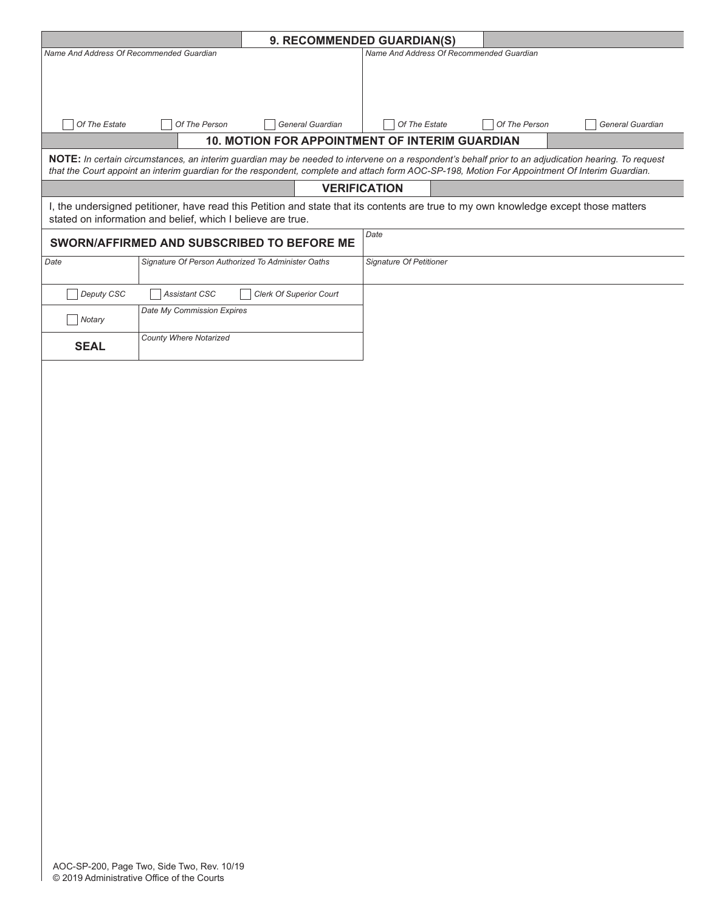## 9. RECOMMENDED GUARDIAN(S)

| *Name And Address Of Recommended Guardian* | *Name And Address Of Recommended Guardian* |
|---|---|
| ☐ *Of The Estate* ☐ *Of The Person* ☐ *General Guardian* | ☐ *Of The Estate* ☐ *Of The Person* ☐ *General Guardian* |

## 10. MOTION FOR APPOINTMENT OF INTERIM GUARDIAN

**NOTE:** *In certain circumstances, an interim guardian may be needed to intervene on a respondent's behalf prior to an adjudication hearing. To request that the Court appoint an interim guardian for the respondent, complete and attach form AOC-SP-198, Motion For Appointment Of Interim Guardian.*

## VERIFICATION

I, the undersigned petitioner, have read this Petition and state that its contents are true to my own knowledge except those matters stated on information and belief, which I believe are true.

| **SWORN/AFFIRMED AND SUBSCRIBED TO BEFORE ME** | | *Date* |
|---|---|---|
| *Date* | *Signature Of Person Authorized To Administer Oaths* | *Signature Of Petitioner* |
| ☐ *Deputy CSC* | ☐ *Assistant CSC* ☐ *Clerk Of Superior Court* | |
| ☐ *Notary* | *Date My Commission Expires* | |
| **SEAL** | *County Where Notarized* | |

AOC-SP-200, Page Two, Side Two, Rev. 10/19
© 2019 Administrative Office of the Courts